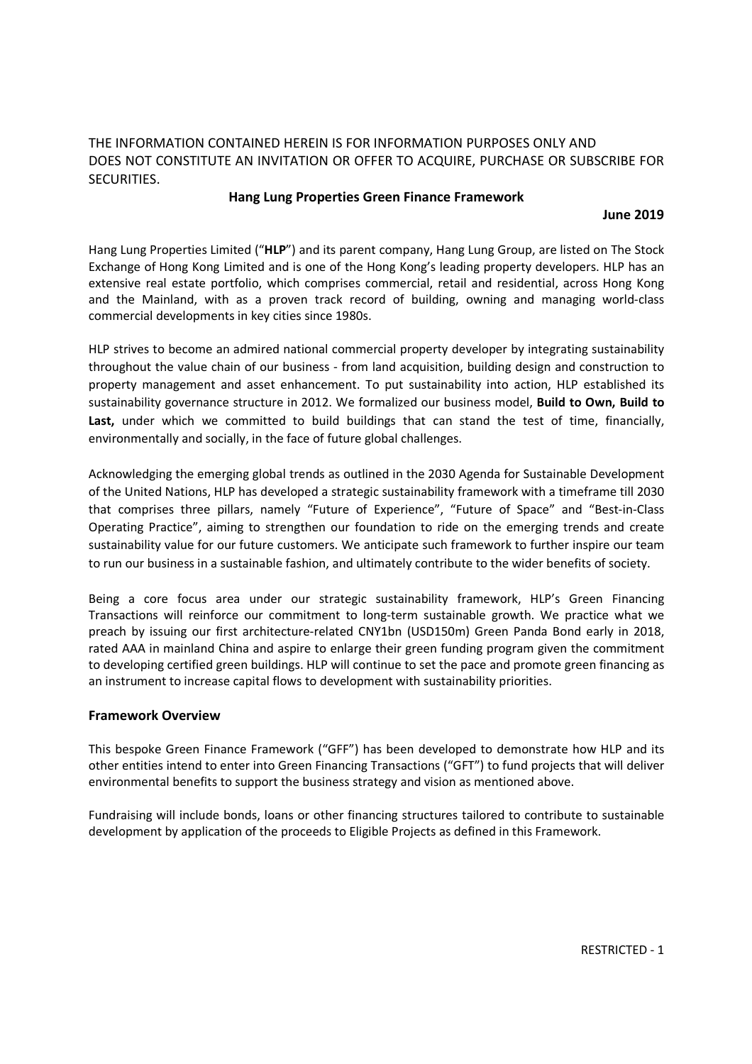THE INFORMATION CONTAINED HEREIN IS FOR INFORMATION PURPOSES ONLY AND DOES NOT CONSTITUTE AN INVITATION OR OFFER TO ACQUIRE, PURCHASE OR SUBSCRIBE FOR SECURITIES.

# Hang Lung Properties Green Finance Framework

**June 2019**

Hang Lung Properties Limited ("**HLP**") and its parent company, Hang Lung Group, are listed on The Stock Exchange of Hong Kong Limited and is one of the Hong Kong's leading property developers. HLP has an extensive real estate portfolio, which comprises commercial, retail and residential, across Hong Kong and the Mainland, with as a proven track record of building, owning and managing world-class commercial developments in key cities since 1980s.

HLP strives to become an admired national commercial property developer by integrating sustainability throughout the value chain of our business - from land acquisition, building design and construction to property management and asset enhancement. To put sustainability into action, HLP established its sustainability governance structure in 2012. We formalized our business model, **Build to Own, Build to Last,** under which we committed to build buildings that can stand the test of time, financially, environmentally and socially, in the face of future global challenges.

Acknowledging the emerging global trends as outlined in the 2030 Agenda for Sustainable Development of the United Nations, HLP has developed a strategic sustainability framework with a timeframe till 2030 that comprises three pillars, namely "Future of Experience", "Future of Space" and "Best-in-Class Operating Practice", aiming to strengthen our foundation to ride on the emerging trends and create sustainability value for our future customers. We anticipate such framework to further inspire our team to run our business in a sustainable fashion, and ultimately contribute to the wider benefits of society.

Being a core focus area under our strategic sustainability framework, HLP's Green Financing Transactions will reinforce our commitment to long-term sustainable growth. We practice what we preach by issuing our first architecture-related CNY1bn (USD150m) Green Panda Bond early in 2018, rated AAA in mainland China and aspire to enlarge their green funding program given the commitment to developing certified green buildings. HLP will continue to set the pace and promote green financing as an instrument to increase capital flows to development with sustainability priorities.

## Framework Overview

This bespoke Green Finance Framework ("GFF") has been developed to demonstrate how HLP and its other entities intend to enter into Green Financing Transactions ("GFT") to fund projects that will deliver environmental benefits to support the business strategy and vision as mentioned above.

Fundraising will include bonds, loans or other financing structures tailored to contribute to sustainable development by application of the proceeds to Eligible Projects as defined in this Framework.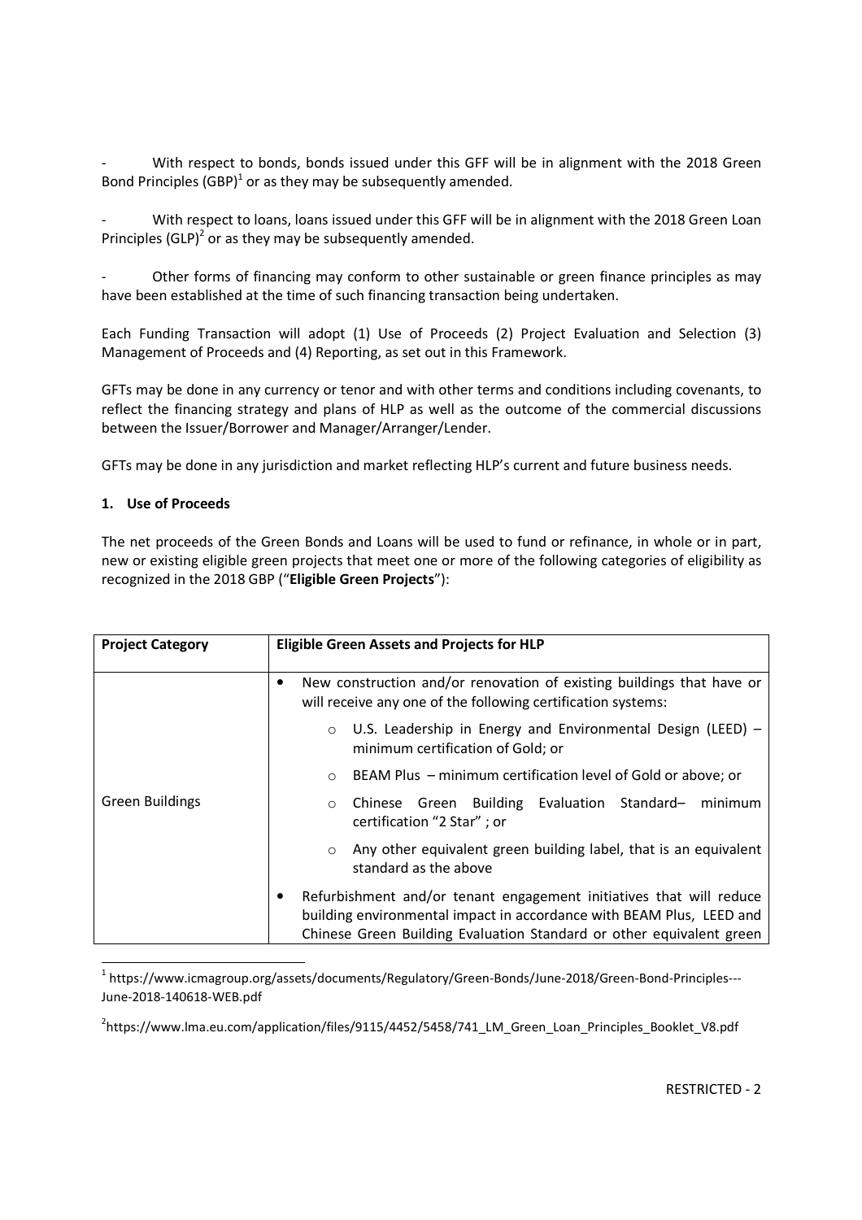- With respect to bonds, bonds issued under this GFF will be in alignment with the 2018 Green Bond Principles (GBP)[1] or as they may be subsequently amended.

- With respect to loans, loans issued under this GFF will be in alignment with the 2018 Green Loan Principles (GLP)[2] or as they may be subsequently amended.

- Other forms of financing may conform to other sustainable or green finance principles as may have been established at the time of such financing transaction being undertaken.

Each Funding Transaction will adopt (1) Use of Proceeds (2) Project Evaluation and Selection (3) Management of Proceeds and (4) Reporting, as set out in this Framework.

GFTs may be done in any currency or tenor and with other terms and conditions including covenants, to reflect the financing strategy and plans of HLP as well as the outcome of the commercial discussions between the Issuer/Borrower and Manager/Arranger/Lender.

GFTs may be done in any jurisdiction and market reflecting HLP's current and future business needs.

## 1. Use of Proceeds

The net proceeds of the Green Bonds and Loans will be used to fund or refinance, in whole or in part, new or existing eligible green projects that meet one or more of the following categories of eligibility as recognized in the 2018 GBP ("**Eligible Green Projects**"):

| **Project Category** | **Eligible Green Assets and Projects for HLP** |
|---|---|
| Green Buildings | • New construction and/or renovation of existing buildings that have or will receive any one of the following certification systems:<br>○ U.S. Leadership in Energy and Environmental Design (LEED) – minimum certification of Gold; or<br>○ BEAM Plus – minimum certification level of Gold or above; or<br>○ Chinese Green Building Evaluation Standard– minimum certification "2 Star" ; or<br>○ Any other equivalent green building label, that is an equivalent standard as the above<br>• Refurbishment and/or tenant engagement initiatives that will reduce building environmental impact in accordance with BEAM Plus, LEED and Chinese Green Building Evaluation Standard or other equivalent green |

[1] https://www.icmagroup.org/assets/documents/Regulatory/Green-Bonds/June-2018/Green-Bond-Principles---June-2018-140618-WEB.pdf

[2] https://www.lma.eu.com/application/files/9115/4452/5458/741_LM_Green_Loan_Principles_Booklet_V8.pdf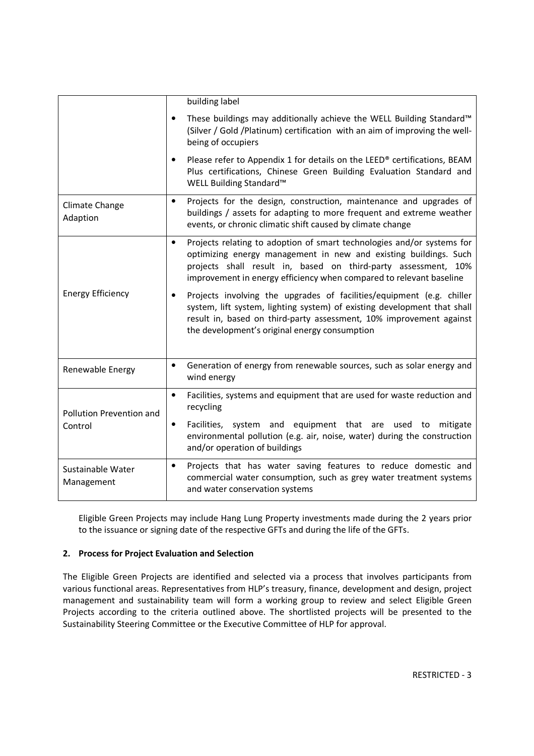| | |
|---|---|
| | building label<br>• These buildings may additionally achieve the WELL Building Standard™ (Silver / Gold /Platinum) certification with an aim of improving the well-being of occupiers<br>• Please refer to Appendix 1 for details on the LEED® certifications, BEAM Plus certifications, Chinese Green Building Evaluation Standard and WELL Building Standard™ |
| Climate Change Adaption | • Projects for the design, construction, maintenance and upgrades of buildings / assets for adapting to more frequent and extreme weather events, or chronic climatic shift caused by climate change |
| Energy Efficiency | • Projects relating to adoption of smart technologies and/or systems for optimizing energy management in new and existing buildings. Such projects shall result in, based on third-party assessment, 10% improvement in energy efficiency when compared to relevant baseline<br>• Projects involving the upgrades of facilities/equipment (e.g. chiller system, lift system, lighting system) of existing development that shall result in, based on third-party assessment, 10% improvement against the development's original energy consumption |
| Renewable Energy | • Generation of energy from renewable sources, such as solar energy and wind energy |
| Pollution Prevention and Control | • Facilities, systems and equipment that are used for waste reduction and recycling<br>• Facilities, system and equipment that are used to mitigate environmental pollution (e.g. air, noise, water) during the construction and/or operation of buildings |
| Sustainable Water Management | • Projects that has water saving features to reduce domestic and commercial water consumption, such as grey water treatment systems and water conservation systems |

Eligible Green Projects may include Hang Lung Property investments made during the 2 years prior to the issuance or signing date of the respective GFTs and during the life of the GFTs.

**2. Process for Project Evaluation and Selection**

The Eligible Green Projects are identified and selected via a process that involves participants from various functional areas. Representatives from HLP's treasury, finance, development and design, project management and sustainability team will form a working group to review and select Eligible Green Projects according to the criteria outlined above. The shortlisted projects will be presented to the Sustainability Steering Committee or the Executive Committee of HLP for approval.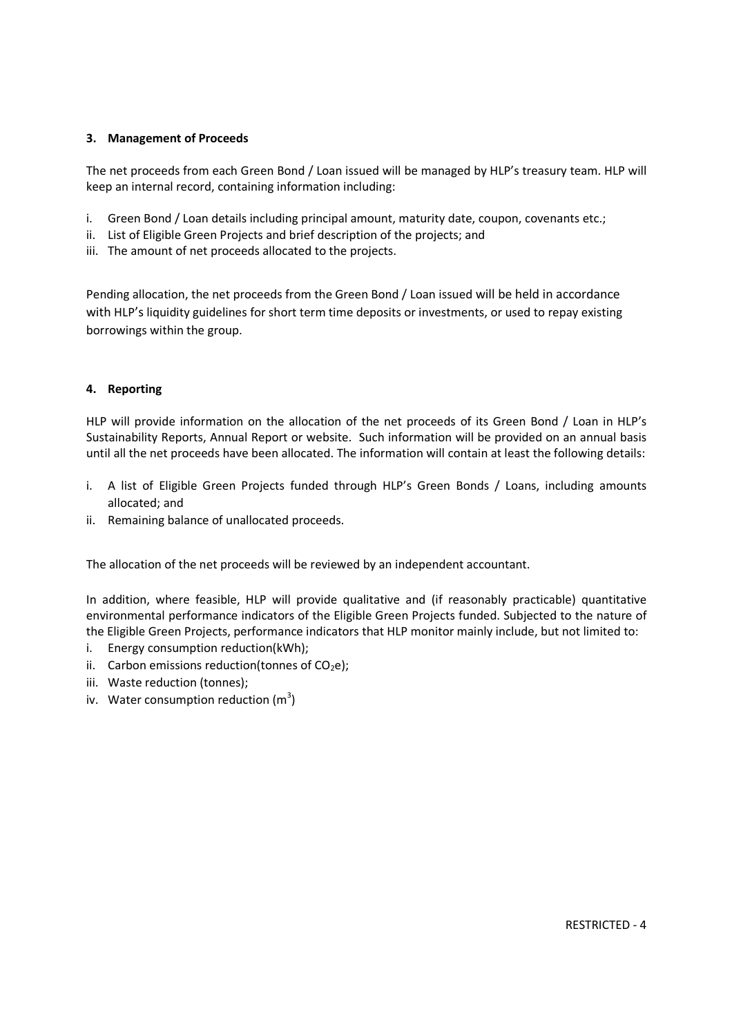### 3. Management of Proceeds

The net proceeds from each Green Bond / Loan issued will be managed by HLP's treasury team. HLP will keep an internal record, containing information including:

i. Green Bond / Loan details including principal amount, maturity date, coupon, covenants etc.;
ii. List of Eligible Green Projects and brief description of the projects; and
iii. The amount of net proceeds allocated to the projects.

Pending allocation, the net proceeds from the Green Bond / Loan issued will be held in accordance with HLP's liquidity guidelines for short term time deposits or investments, or used to repay existing borrowings within the group.

### 4. Reporting

HLP will provide information on the allocation of the net proceeds of its Green Bond / Loan in HLP's Sustainability Reports, Annual Report or website. Such information will be provided on an annual basis until all the net proceeds have been allocated. The information will contain at least the following details:

i. A list of Eligible Green Projects funded through HLP's Green Bonds / Loans, including amounts allocated; and
ii. Remaining balance of unallocated proceeds.

The allocation of the net proceeds will be reviewed by an independent accountant.

In addition, where feasible, HLP will provide qualitative and (if reasonably practicable) quantitative environmental performance indicators of the Eligible Green Projects funded. Subjected to the nature of the Eligible Green Projects, performance indicators that HLP monitor mainly include, but not limited to:

i. Energy consumption reduction(kWh);
ii. Carbon emissions reduction(tonnes of $CO_2e$);
iii. Waste reduction (tonnes);
iv. Water consumption reduction ($m^3$)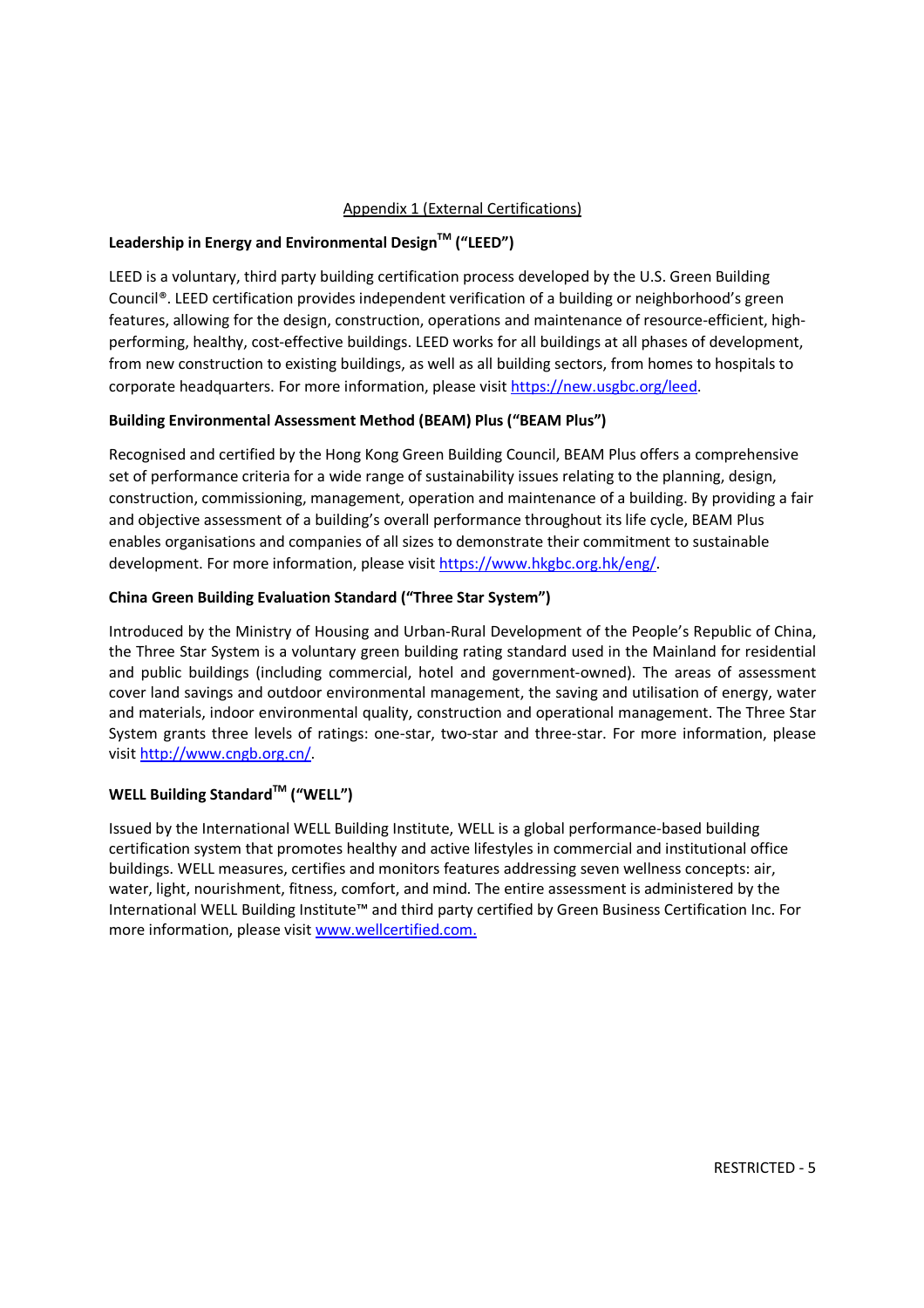Appendix 1 (External Certifications)

**Leadership in Energy and Environmental Design™ ("LEED")**

LEED is a voluntary, third party building certification process developed by the U.S. Green Building Council®. LEED certification provides independent verification of a building or neighborhood's green features, allowing for the design, construction, operations and maintenance of resource-efficient, high-performing, healthy, cost-effective buildings. LEED works for all buildings at all phases of development, from new construction to existing buildings, as well as all building sectors, from homes to hospitals to corporate headquarters. For more information, please visit https://new.usgbc.org/leed.

**Building Environmental Assessment Method (BEAM) Plus ("BEAM Plus")**

Recognised and certified by the Hong Kong Green Building Council, BEAM Plus offers a comprehensive set of performance criteria for a wide range of sustainability issues relating to the planning, design, construction, commissioning, management, operation and maintenance of a building. By providing a fair and objective assessment of a building's overall performance throughout its life cycle, BEAM Plus enables organisations and companies of all sizes to demonstrate their commitment to sustainable development. For more information, please visit https://www.hkgbc.org.hk/eng/.

**China Green Building Evaluation Standard ("Three Star System")**

Introduced by the Ministry of Housing and Urban-Rural Development of the People's Republic of China, the Three Star System is a voluntary green building rating standard used in the Mainland for residential and public buildings (including commercial, hotel and government-owned). The areas of assessment cover land savings and outdoor environmental management, the saving and utilisation of energy, water and materials, indoor environmental quality, construction and operational management. The Three Star System grants three levels of ratings: one-star, two-star and three-star. For more information, please visit http://www.cngb.org.cn/.

**WELL Building Standard™ ("WELL")**

Issued by the International WELL Building Institute, WELL is a global performance-based building certification system that promotes healthy and active lifestyles in commercial and institutional office buildings. WELL measures, certifies and monitors features addressing seven wellness concepts: air, water, light, nourishment, fitness, comfort, and mind. The entire assessment is administered by the International WELL Building Institute™ and third party certified by Green Business Certification Inc. For more information, please visit www.wellcertified.com.